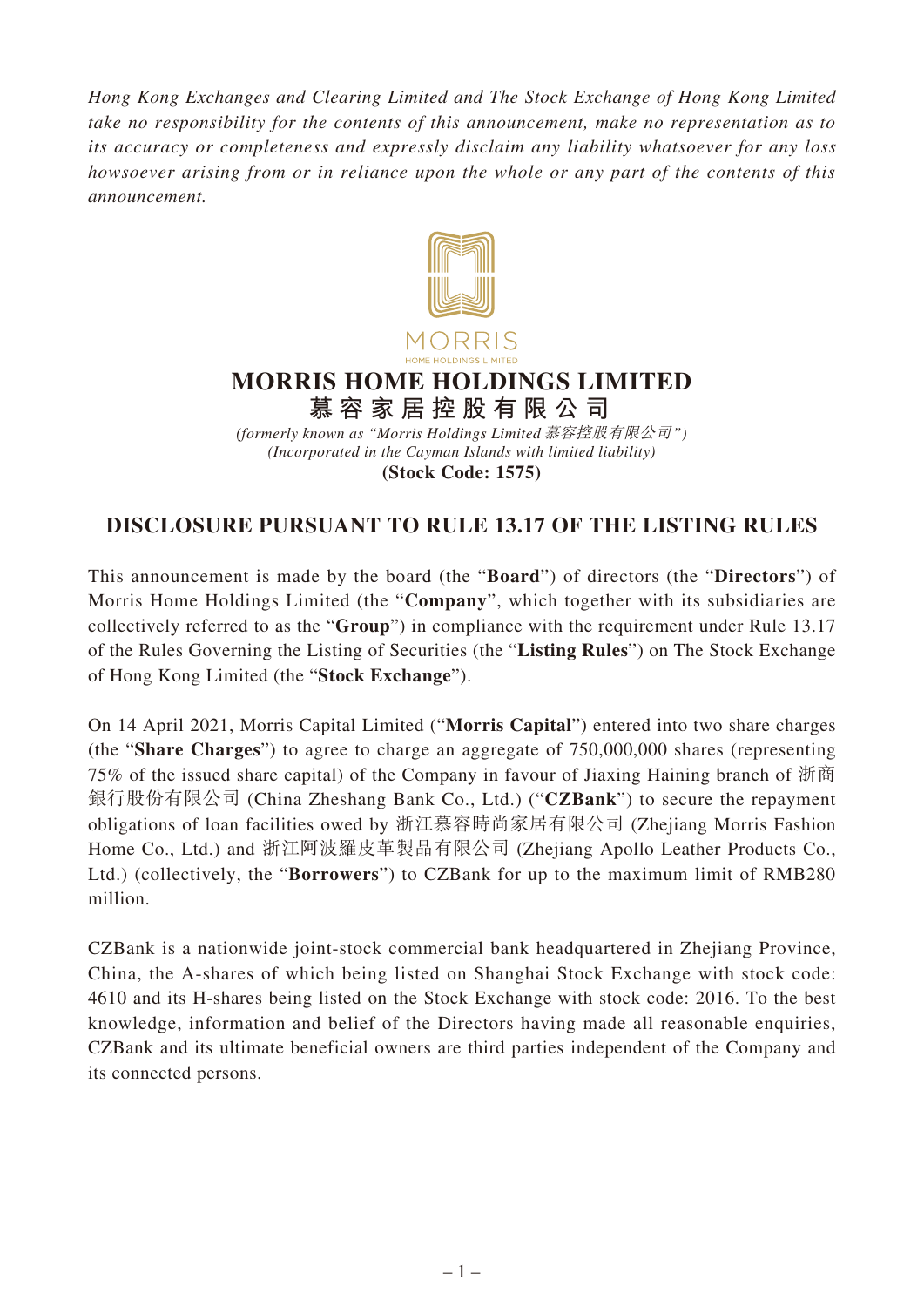*Hong Kong Exchanges and Clearing Limited and The Stock Exchange of Hong Kong Limited take no responsibility for the contents of this announcement, make no representation as to its accuracy or completeness and expressly disclaim any liability whatsoever for any loss howsoever arising from or in reliance upon the whole or any part of the contents of this announcement.*

MORRIS
HOME HOLDINGS LIMITED

# MORRIS HOME HOLDINGS LIMITED
# 慕容家居控股有限公司

*(formerly known as "Morris Holdings Limited 慕容控股有限公司")*
*(Incorporated in the Cayman Islands with limited liability)*
**(Stock Code: 1575)**

## DISCLOSURE PURSUANT TO RULE 13.17 OF THE LISTING RULES

This announcement is made by the board (the "**Board**") of directors (the "**Directors**") of Morris Home Holdings Limited (the "**Company**", which together with its subsidiaries are collectively referred to as the "**Group**") in compliance with the requirement under Rule 13.17 of the Rules Governing the Listing of Securities (the "**Listing Rules**") on The Stock Exchange of Hong Kong Limited (the "**Stock Exchange**").

On 14 April 2021, Morris Capital Limited ("**Morris Capital**") entered into two share charges (the "**Share Charges**") to agree to charge an aggregate of 750,000,000 shares (representing 75% of the issued share capital) of the Company in favour of Jiaxing Haining branch of 浙商銀行股份有限公司 (China Zheshang Bank Co., Ltd.) ("**CZBank**") to secure the repayment obligations of loan facilities owed by 浙江慕容時尚家居有限公司 (Zhejiang Morris Fashion Home Co., Ltd.) and 浙江阿波羅皮革製品有限公司 (Zhejiang Apollo Leather Products Co., Ltd.) (collectively, the "**Borrowers**") to CZBank for up to the maximum limit of RMB280 million.

CZBank is a nationwide joint-stock commercial bank headquartered in Zhejiang Province, China, the A-shares of which being listed on Shanghai Stock Exchange with stock code: 4610 and its H-shares being listed on the Stock Exchange with stock code: 2016. To the best knowledge, information and belief of the Directors having made all reasonable enquiries, CZBank and its ultimate beneficial owners are third parties independent of the Company and its connected persons.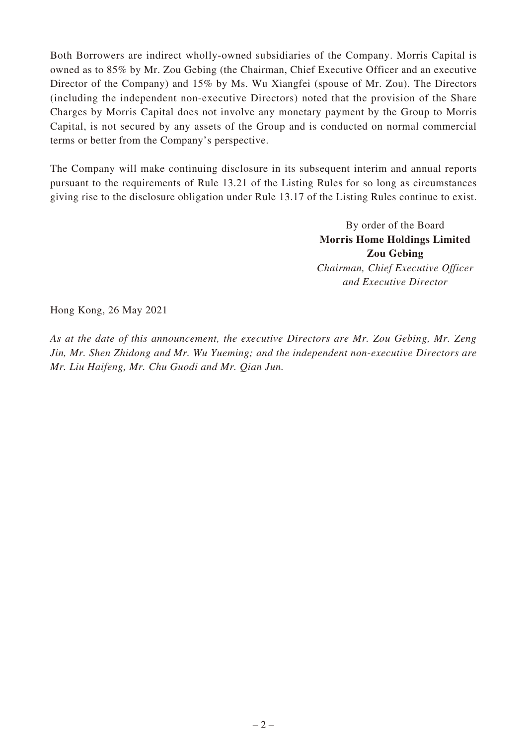Both Borrowers are indirect wholly-owned subsidiaries of the Company. Morris Capital is owned as to 85% by Mr. Zou Gebing (the Chairman, Chief Executive Officer and an executive Director of the Company) and 15% by Ms. Wu Xiangfei (spouse of Mr. Zou). The Directors (including the independent non-executive Directors) noted that the provision of the Share Charges by Morris Capital does not involve any monetary payment by the Group to Morris Capital, is not secured by any assets of the Group and is conducted on normal commercial terms or better from the Company's perspective.

The Company will make continuing disclosure in its subsequent interim and annual reports pursuant to the requirements of Rule 13.21 of the Listing Rules for so long as circumstances giving rise to the disclosure obligation under Rule 13.17 of the Listing Rules continue to exist.

By order of the Board
**Morris Home Holdings Limited**
**Zou Gebing**
*Chairman, Chief Executive Officer and Executive Director*

Hong Kong, 26 May 2021

*As at the date of this announcement, the executive Directors are Mr. Zou Gebing, Mr. Zeng Jin, Mr. Shen Zhidong and Mr. Wu Yueming; and the independent non-executive Directors are Mr. Liu Haifeng, Mr. Chu Guodi and Mr. Qian Jun.*